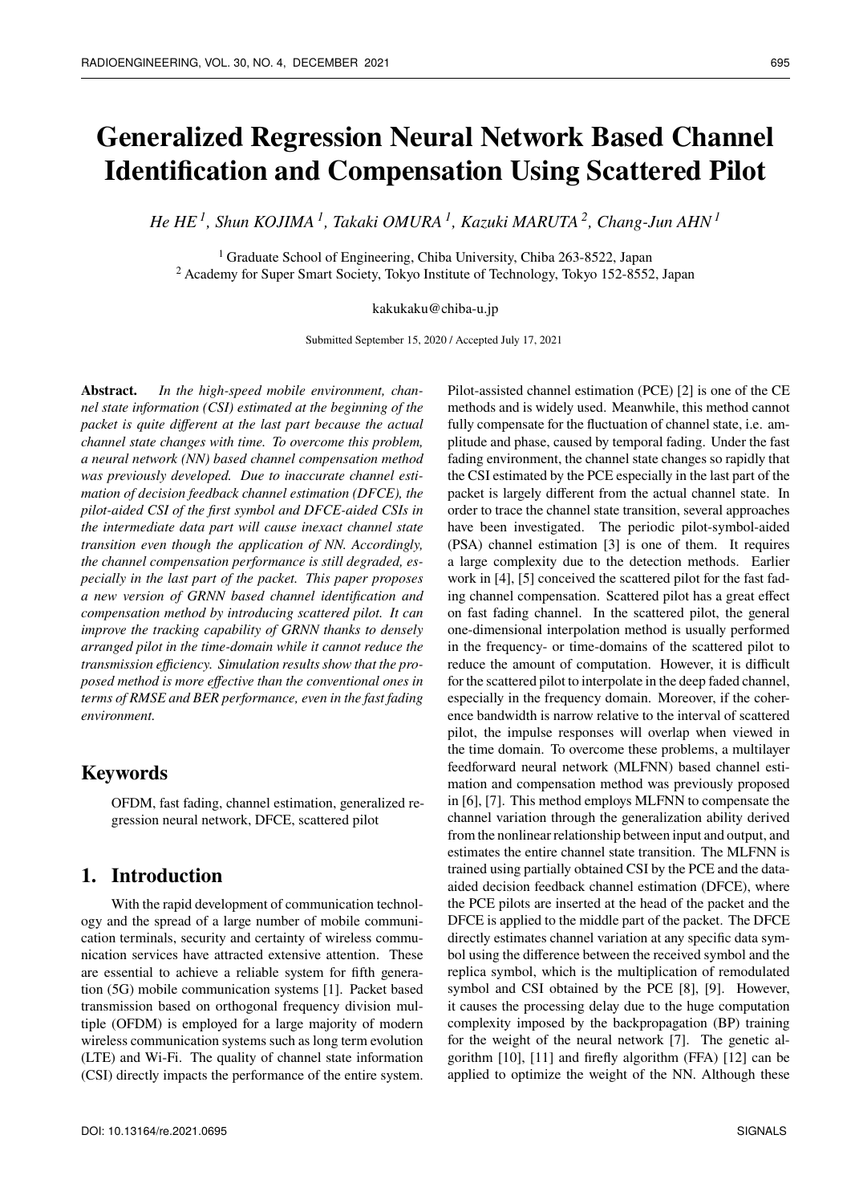# Generalized Regression Neural Network Based Channel Identification and Compensation Using Scattered Pilot

*He HE [1], Shun KOJIMA [1], Takaki OMURA [1], Kazuki MARUTA [2], Chang-Jun AHN [1]*

[1] Graduate School of Engineering, Chiba University, Chiba 263-8522, Japan
[2] Academy for Super Smart Society, Tokyo Institute of Technology, Tokyo 152-8552, Japan

kakukaku@chiba-u.jp

Submitted September 15, 2020 / Accepted July 17, 2021

**Abstract.** *In the high-speed mobile environment, channel state information (CSI) estimated at the beginning of the packet is quite different at the last part because the actual channel state changes with time. To overcome this problem, a neural network (NN) based channel compensation method was previously developed. Due to inaccurate channel estimation of decision feedback channel estimation (DFCE), the pilot-aided CSI of the first symbol and DFCE-aided CSIs in the intermediate data part will cause inexact channel state transition even though the application of NN. Accordingly, the channel compensation performance is still degraded, especially in the last part of the packet. This paper proposes a new version of GRNN based channel identification and compensation method by introducing scattered pilot. It can improve the tracking capability of GRNN thanks to densely arranged pilot in the time-domain while it cannot reduce the transmission efficiency. Simulation results show that the proposed method is more effective than the conventional ones in terms of RMSE and BER performance, even in the fast fading environment.*

## Keywords

OFDM, fast fading, channel estimation, generalized regression neural network, DFCE, scattered pilot

## 1. Introduction

With the rapid development of communication technology and the spread of a large number of mobile communication terminals, security and certainty of wireless communication services have attracted extensive attention. These are essential to achieve a reliable system for fifth generation (5G) mobile communication systems [1]. Packet based transmission based on orthogonal frequency division multiple (OFDM) is employed for a large majority of modern wireless communication systems such as long term evolution (LTE) and Wi-Fi. The quality of channel state information (CSI) directly impacts the performance of the entire system. Pilot-assisted channel estimation (PCE) [2] is one of the CE methods and is widely used. Meanwhile, this method cannot fully compensate for the fluctuation of channel state, i.e. amplitude and phase, caused by temporal fading. Under the fast fading environment, the channel state changes so rapidly that the CSI estimated by the PCE especially in the last part of the packet is largely different from the actual channel state. In order to trace the channel state transition, several approaches have been investigated. The periodic pilot-symbol-aided (PSA) channel estimation [3] is one of them. It requires a large complexity due to the detection methods. Earlier work in [4], [5] conceived the scattered pilot for the fast fading channel compensation. Scattered pilot has a great effect on fast fading channel. In the scattered pilot, the general one-dimensional interpolation method is usually performed in the frequency- or time-domains of the scattered pilot to reduce the amount of computation. However, it is difficult for the scattered pilot to interpolate in the deep faded channel, especially in the frequency domain. Moreover, if the coherence bandwidth is narrow relative to the interval of scattered pilot, the impulse responses will overlap when viewed in the time domain. To overcome these problems, a multilayer feedforward neural network (MLFNN) based channel estimation and compensation method was previously proposed in [6], [7]. This method employs MLFNN to compensate the channel variation through the generalization ability derived from the nonlinear relationship between input and output, and estimates the entire channel state transition. The MLFNN is trained using partially obtained CSI by the PCE and the data-aided decision feedback channel estimation (DFCE), where the PCE pilots are inserted at the head of the packet and the DFCE is applied to the middle part of the packet. The DFCE directly estimates channel variation at any specific data symbol using the difference between the received symbol and the replica symbol, which is the multiplication of remodulated symbol and CSI obtained by the PCE [8], [9]. However, it causes the processing delay due to the huge computation complexity imposed by the backpropagation (BP) training for the weight of the neural network [7]. The genetic algorithm [10], [11] and firefly algorithm (FFA) [12] can be applied to optimize the weight of the NN. Although these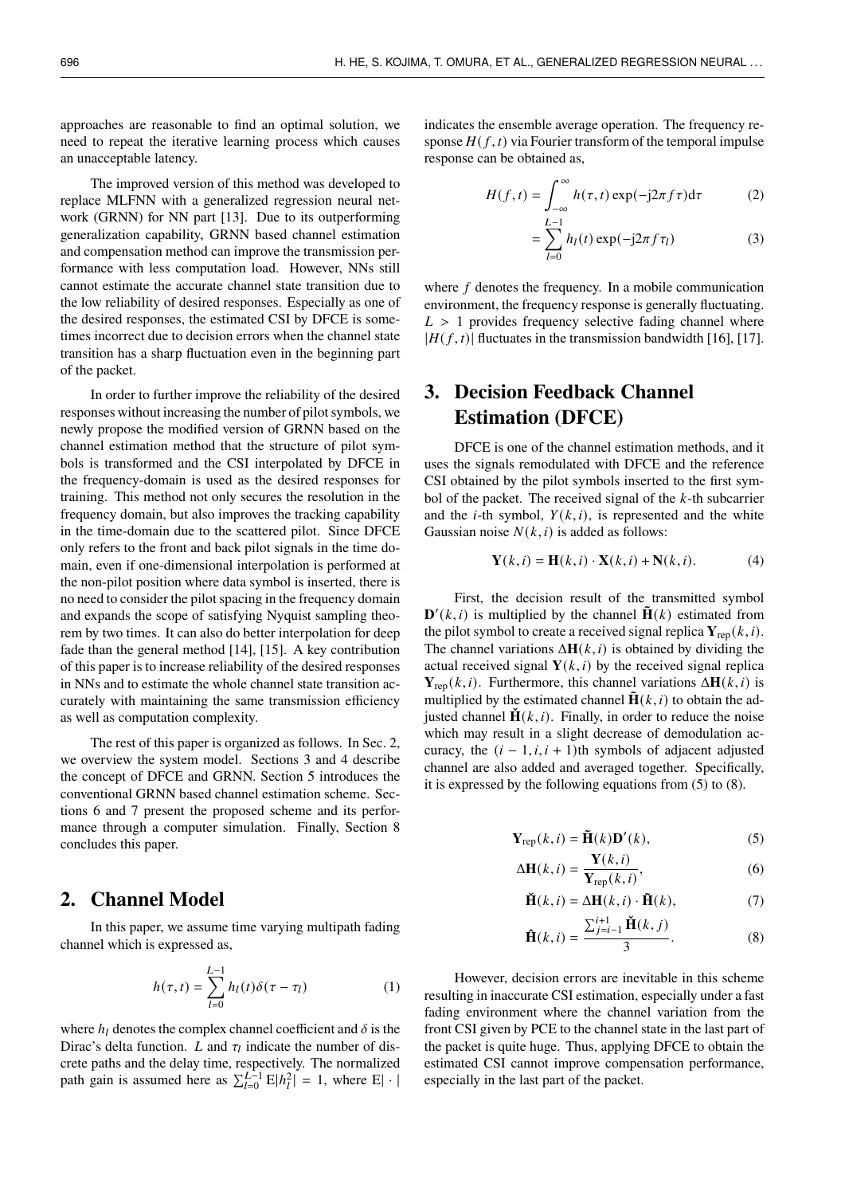approaches are reasonable to find an optimal solution, we need to repeat the iterative learning process which causes an unacceptable latency.

The improved version of this method was developed to replace MLFNN with a generalized regression neural network (GRNN) for NN part [13]. Due to its outperforming generalization capability, GRNN based channel estimation and compensation method can improve the transmission performance with less computation load. However, NNs still cannot estimate the accurate channel state transition due to the low reliability of desired responses. Especially as one of the desired responses, the estimated CSI by DFCE is sometimes incorrect due to decision errors when the channel state transition has a sharp fluctuation even in the beginning part of the packet.

In order to further improve the reliability of the desired responses without increasing the number of pilot symbols, we newly propose the modified version of GRNN based on the channel estimation method that the structure of pilot symbols is transformed and the CSI interpolated by DFCE in the frequency-domain is used as the desired responses for training. This method not only secures the resolution in the frequency domain, but also improves the tracking capability in the time-domain due to the scattered pilot. Since DFCE only refers to the front and back pilot signals in the time domain, even if one-dimensional interpolation is performed at the non-pilot position where data symbol is inserted, there is no need to consider the pilot spacing in the frequency domain and expands the scope of satisfying Nyquist sampling theorem by two times. It can also do better interpolation for deep fade than the general method [14], [15]. A key contribution of this paper is to increase reliability of the desired responses in NNs and to estimate the whole channel state transition accurately with maintaining the same transmission efficiency as well as computation complexity.

The rest of this paper is organized as follows. In Sec. 2, we overview the system model. Sections 3 and 4 describe the concept of DFCE and GRNN. Section 5 introduces the conventional GRNN based channel estimation scheme. Sections 6 and 7 present the proposed scheme and its performance through a computer simulation. Finally, Section 8 concludes this paper.

## 2. Channel Model

In this paper, we assume time varying multipath fading channel which is expressed as,

$$h(\tau, t) = \sum_{l=0}^{L-1} h_l(t)\delta(\tau - \tau_l) \tag{1}$$

where $h_l$ denotes the complex channel coefficient and $\delta$ is the Dirac's delta function. $L$ and $\tau_l$ indicate the number of discrete paths and the delay time, respectively. The normalized path gain is assumed here as $\sum_{l=0}^{L-1} \mathrm{E}|h_l^2| = 1$, where $\mathrm{E}|\cdot|$ indicates the ensemble average operation. The frequency response $H(f, t)$ via Fourier transform of the temporal impulse response can be obtained as,

$$H(f, t) = \int_{-\infty}^{\infty} h(\tau, t) \exp(-\mathrm{j}2\pi f \tau)\mathrm{d}\tau \tag{2}$$

$$= \sum_{l=0}^{L-1} h_l(t) \exp(-\mathrm{j}2\pi f \tau_l) \tag{3}$$

where $f$ denotes the frequency. In a mobile communication environment, the frequency response is generally fluctuating. $L > 1$ provides frequency selective fading channel where $|H(f, t)|$ fluctuates in the transmission bandwidth [16], [17].

## 3. Decision Feedback Channel Estimation (DFCE)

DFCE is one of the channel estimation methods, and it uses the signals remodulated with DFCE and the reference CSI obtained by the pilot symbols inserted to the first symbol of the packet. The received signal of the $k$-th subcarrier and the $i$-th symbol, $Y(k, i)$, is represented and the white Gaussian noise $N(k, i)$ is added as follows:

$$\mathbf{Y}(k, i) = \mathbf{H}(k, i) \cdot \mathbf{X}(k, i) + \mathbf{N}(k, i). \tag{4}$$

First, the decision result of the transmitted symbol $\mathbf{D}'(k, i)$ is multiplied by the channel $\tilde{\mathbf{H}}(k)$ estimated from the pilot symbol to create a received signal replica $\mathbf{Y}_{\mathrm{rep}}(k, i)$. The channel variations $\Delta\mathbf{H}(k, i)$ is obtained by dividing the actual received signal $\mathbf{Y}(k, i)$ by the received signal replica $\mathbf{Y}_{\mathrm{rep}}(k, i)$. Furthermore, this channel variations $\Delta\mathbf{H}(k, i)$ is multiplied by the estimated channel $\tilde{\mathbf{H}}(k, i)$ to obtain the adjusted channel $\check{\mathbf{H}}(k, i)$. Finally, in order to reduce the noise which may result in a slight decrease of demodulation accuracy, the $(i - 1, i, i + 1)$th symbols of adjacent adjusted channel are also added and averaged together. Specifically, it is expressed by the following equations from (5) to (8).

$$\mathbf{Y}_{\mathrm{rep}}(k, i) = \tilde{\mathbf{H}}(k)\mathbf{D}'(k), \tag{5}$$

$$\Delta\mathbf{H}(k, i) = \frac{\mathbf{Y}(k, i)}{\mathbf{Y}_{\mathrm{rep}}(k, i)}, \tag{6}$$

$$\check{\mathbf{H}}(k, i) = \Delta\mathbf{H}(k, i) \cdot \tilde{\mathbf{H}}(k), \tag{7}$$

$$\hat{\mathbf{H}}(k, i) = \frac{\sum_{j=i-1}^{i+1} \check{\mathbf{H}}(k, j)}{3}. \tag{8}$$

However, decision errors are inevitable in this scheme resulting in inaccurate CSI estimation, especially under a fast fading environment where the channel variation from the front CSI given by PCE to the channel state in the last part of the packet is quite huge. Thus, applying DFCE to obtain the estimated CSI cannot improve compensation performance, especially in the last part of the packet.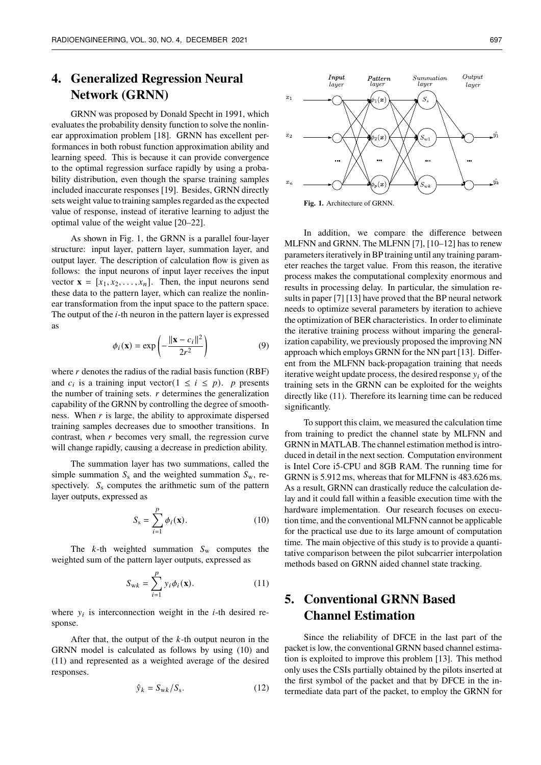# 4. Generalized Regression Neural Network (GRNN)

GRNN was proposed by Donald Specht in 1991, which evaluates the probability density function to solve the nonlinear approximation problem [18]. GRNN has excellent performances in both robust function approximation ability and learning speed. This is because it can provide convergence to the optimal regression surface rapidly by using a probability distribution, even though the sparse training samples included inaccurate responses [19]. Besides, GRNN directly sets weight value to training samples regarded as the expected value of response, instead of iterative learning to adjust the optimal value of the weight value [20–22].

As shown in Fig. 1, the GRNN is a parallel four-layer structure: input layer, pattern layer, summation layer, and output layer. The description of calculation flow is given as follows: the input neurons of input layer receives the input vector $\mathbf{x} = [x_1, x_2, \ldots, x_n]$. Then, the input neurons send these data to the pattern layer, which can realize the nonlinear transformation from the input space to the pattern space. The output of the $i$-th neuron in the pattern layer is expressed as

$$\phi_i(\mathbf{x}) = \exp\left(-\frac{\|\mathbf{x} - c_i\|^2}{2r^2}\right) \tag{9}$$

where $r$ denotes the radius of the radial basis function (RBF) and $c_i$ is a training input vector($1 \le i \le p$). $p$ presents the number of training sets. $r$ determines the generalization capability of the GRNN by controlling the degree of smoothness. When $r$ is large, the ability to approximate dispersed training samples decreases due to smoother transitions. In contrast, when $r$ becomes very small, the regression curve will change rapidly, causing a decrease in prediction ability.

The summation layer has two summations, called the simple summation $S_\mathrm{s}$ and the weighted summation $S_\mathrm{w}$, respectively. $S_\mathrm{s}$ computes the arithmetic sum of the pattern layer outputs, expressed as

$$S_\mathrm{s} = \sum_{i=1}^{p} \phi_i(\mathbf{x}). \tag{10}$$

The $k$-th weighted summation $S_\mathrm{w}$ computes the weighted sum of the pattern layer outputs, expressed as

$$S_{\mathrm{w}k} = \sum_{i=1}^{p} y_i \phi_i(\mathbf{x}). \tag{11}$$

where $y_i$ is interconnection weight in the $i$-th desired response.

After that, the output of the $k$-th output neuron in the GRNN model is calculated as follows by using (10) and (11) and represented as a weighted average of the desired responses.

$$\hat{y}_k = S_{\mathrm{w}k} / S_\mathrm{s}. \tag{12}$$

**Fig. 1.** Architecture of GRNN.

In addition, we compare the difference between MLFNN and GRNN. The MLFNN [7], [10–12] has to renew parameters iteratively in BP training until any training parameter reaches the target value. From this reason, the iterative process makes the computational complexity enormous and results in processing delay. In particular, the simulation results in paper [7] [13] have proved that the BP neural network needs to optimize several parameters by iteration to achieve the optimization of BER characteristics. In order to eliminate the iterative training process without imparing the generalization capability, we previously proposed the improving NN approach which employs GRNN for the NN part [13]. Different from the MLFNN back-propagation training that needs iterative weight update process, the desired response $y_i$ of the training sets in the GRNN can be exploited for the weights directly like (11). Therefore its learning time can be reduced significantly.

To support this claim, we measured the calculation time from training to predict the channel state by MLFNN and GRNN in MATLAB. The channel estimation method is introduced in detail in the next section. Computation environment is Intel Core i5-CPU and 8GB RAM. The running time for GRNN is 5.912 ms, whereas that for MLFNN is 483.626 ms. As a result, GRNN can drastically reduce the calculation delay and it could fall within a feasible execution time with the hardware implementation. Our research focuses on execution time, and the conventional MLFNN cannot be applicable for the practical use due to its large amount of computation time. The main objective of this study is to provide a quantitative comparison between the pilot subcarrier interpolation methods based on GRNN aided channel state tracking.

# 5. Conventional GRNN Based Channel Estimation

Since the reliability of DFCE in the last part of the packet is low, the conventional GRNN based channel estimation is exploited to improve this problem [13]. This method only uses the CSIs partially obtained by the pilots inserted at the first symbol of the packet and that by DFCE in the intermediate data part of the packet, to employ the GRNN for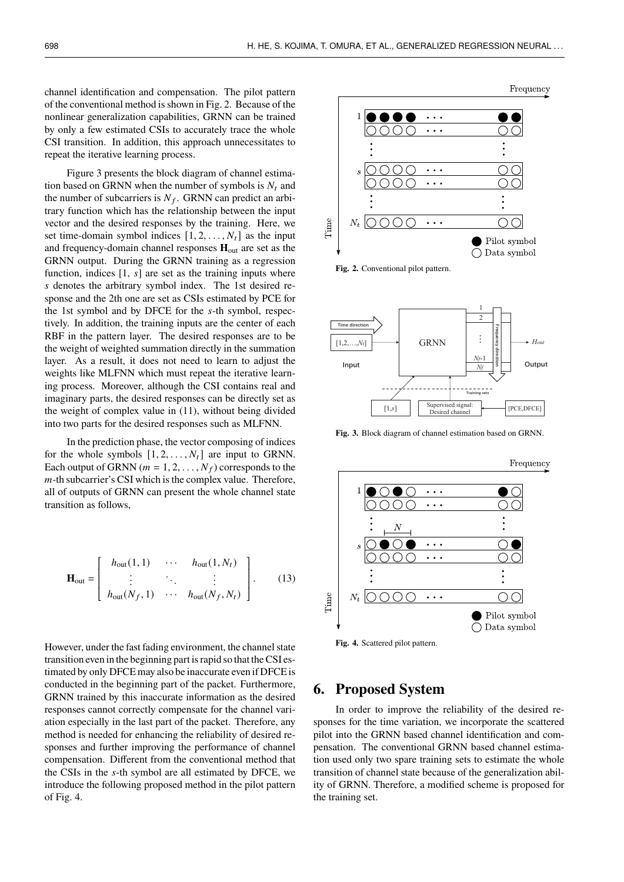channel identification and compensation. The pilot pattern of the conventional method is shown in Fig. 2. Because of the nonlinear generalization capabilities, GRNN can be trained by only a few estimated CSIs to accurately trace the whole CSI transition. In addition, this approach unnecessitates to repeat the iterative learning process.

Figure 3 presents the block diagram of channel estimation based on GRNN when the number of symbols is $N_t$ and the number of subcarriers is $N_f$. GRNN can predict an arbitrary function which has the relationship between the input vector and the desired responses by the training. Here, we set time-domain symbol indices $[1, 2, \ldots, N_t]$ as the input and frequency-domain channel responses $\mathbf{H}_{\text{out}}$ are set as the GRNN output. During the GRNN training as a regression function, indices $[1,\ s]$ are set as the training inputs where $s$ denotes the arbitrary symbol index. The 1st desired response and the 2th one are set as CSIs estimated by PCE for the 1st symbol and by DFCE for the $s$-th symbol, respectively. In addition, the training inputs are the center of each RBF in the pattern layer. The desired responses are to be the weight of weighted summation directly in the summation layer. As a result, it does not need to learn to adjust the weights like MLFNN which must repeat the iterative learning process. Moreover, although the CSI contains real and imaginary parts, the desired responses can be directly set as the weight of complex value in (11), without being divided into two parts for the desired responses such as MLFNN.

In the prediction phase, the vector composing of indices for the whole symbols $[1, 2, \ldots, N_t]$ are input to GRNN. Each output of GRNN ($m = 1, 2, \ldots, N_f$) corresponds to the $m$-th subcarrier's CSI which is the complex value. Therefore, all of outputs of GRNN can present the whole channel state transition as follows,

$$\mathbf{H}_{\text{out}} = \begin{bmatrix} h_{\text{out}}(1,1) & \cdots & h_{\text{out}}(1,N_t) \\ \vdots & \ddots & \vdots \\ h_{\text{out}}(N_f,1) & \cdots & h_{\text{out}}(N_f,N_t) \end{bmatrix}. \tag{13}$$

However, under the fast fading environment, the channel state transition even in the beginning part is rapid so that the CSI estimated by only DFCE may also be inaccurate even if DFCE is conducted in the beginning part of the packet. Furthermore, GRNN trained by this inaccurate information as the desired responses cannot correctly compensate for the channel variation especially in the last part of the packet. Therefore, any method is needed for enhancing the reliability of desired responses and further improving the performance of channel compensation. Different from the conventional method that the CSIs in the $s$-th symbol are all estimated by DFCE, we introduce the following proposed method in the pilot pattern of Fig. 4.

**Fig. 2.** Conventional pilot pattern.

**Fig. 3.** Block diagram of channel estimation based on GRNN.

**Fig. 4.** Scattered pilot pattern.

## 6. Proposed System

In order to improve the reliability of the desired responses for the time variation, we incorporate the scattered pilot into the GRNN based channel identification and compensation. The conventional GRNN based channel estimation used only two spare training sets to estimate the whole transition of channel state because of the generalization ability of GRNN. Therefore, a modified scheme is proposed for the training set.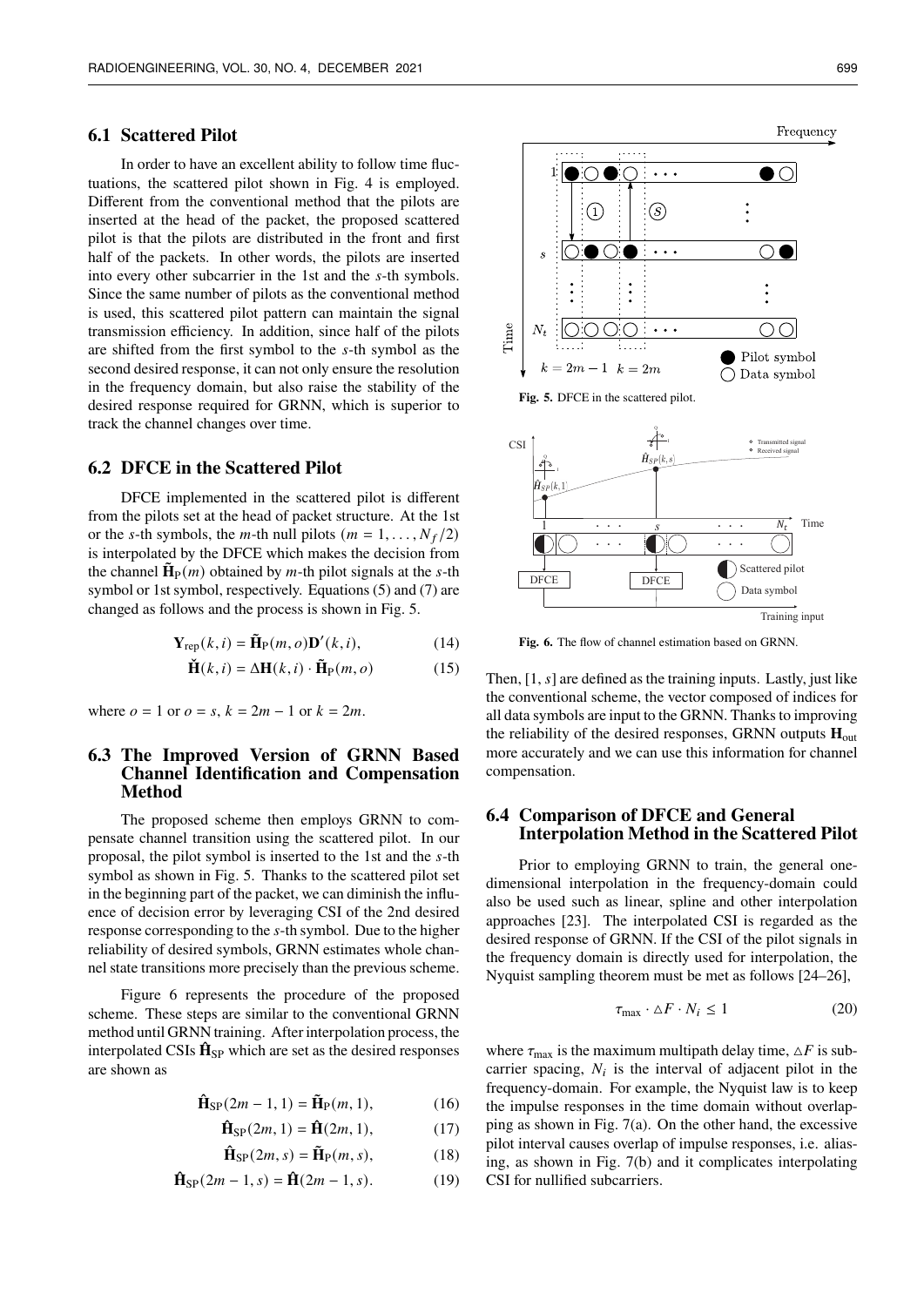## 6.1 Scattered Pilot

In order to have an excellent ability to follow time fluctuations, the scattered pilot shown in Fig. 4 is employed. Different from the conventional method that the pilots are inserted at the head of the packet, the proposed scattered pilot is that the pilots are distributed in the front and first half of the packets. In other words, the pilots are inserted into every other subcarrier in the 1st and the $s$-th symbols. Since the same number of pilots as the conventional method is used, this scattered pilot pattern can maintain the signal transmission efficiency. In addition, since half of the pilots are shifted from the first symbol to the $s$-th symbol as the second desired response, it can not only ensure the resolution in the frequency domain, but also raise the stability of the desired response required for GRNN, which is superior to track the channel changes over time.

## 6.2 DFCE in the Scattered Pilot

DFCE implemented in the scattered pilot is different from the pilots set at the head of packet structure. At the 1st or the $s$-th symbols, the $m$-th null pilots ($m = 1, \ldots, N_f/2$) is interpolated by the DFCE which makes the decision from the channel $\tilde{\mathbf{H}}_{\mathrm{P}}(m)$ obtained by $m$-th pilot signals at the $s$-th symbol or 1st symbol, respectively. Equations (5) and (7) are changed as follows and the process is shown in Fig. 5.

$$\mathbf{Y}_{\mathrm{rep}}(k,i) = \tilde{\mathbf{H}}_{\mathrm{P}}(m,o)\mathbf{D}'(k,i), \tag{14}$$

$$\check{\mathbf{H}}(k,i) = \Delta\mathbf{H}(k,i) \cdot \tilde{\mathbf{H}}_{\mathrm{P}}(m,o) \tag{15}$$

where $o = 1$ or $o = s$, $k = 2m - 1$ or $k = 2m$.

Fig. 5. DFCE in the scattered pilot.

## 6.3 The Improved Version of GRNN Based Channel Identification and Compensation Method

The proposed scheme then employs GRNN to compensate channel transition using the scattered pilot. In our proposal, the pilot symbol is inserted to the 1st and the $s$-th symbol as shown in Fig. 5. Thanks to the scattered pilot set in the beginning part of the packet, we can diminish the influence of decision error by leveraging CSI of the 2nd desired response corresponding to the $s$-th symbol. Due to the higher reliability of desired symbols, GRNN estimates whole channel state transitions more precisely than the previous scheme.

Figure 6 represents the procedure of the proposed scheme. These steps are similar to the conventional GRNN method until GRNN training. After interpolation process, the interpolated CSIs $\hat{\mathbf{H}}_{\mathrm{SP}}$ which are set as the desired responses are shown as

$$\hat{\mathbf{H}}_{\mathrm{SP}}(2m-1,1) = \tilde{\mathbf{H}}_{\mathrm{P}}(m,1), \tag{16}$$

$$\hat{\mathbf{H}}_{\mathrm{SP}}(2m,1) = \check{\mathbf{H}}(2m,1), \tag{17}$$

$$\hat{\mathbf{H}}_{\mathrm{SP}}(2m,s) = \tilde{\mathbf{H}}_{\mathrm{P}}(m,s), \tag{18}$$

$$\hat{\mathbf{H}}_{\mathrm{SP}}(2m-1,s) = \check{\mathbf{H}}(2m-1,s). \tag{19}$$

Fig. 6. The flow of channel estimation based on GRNN.

Then, [1, $s$] are defined as the training inputs. Lastly, just like the conventional scheme, the vector composed of indices for all data symbols are input to the GRNN. Thanks to improving the reliability of the desired responses, GRNN outputs $\mathbf{H}_{\mathrm{out}}$ more accurately and we can use this information for channel compensation.

## 6.4 Comparison of DFCE and General Interpolation Method in the Scattered Pilot

Prior to employing GRNN to train, the general one-dimensional interpolation in the frequency-domain could also be used such as linear, spline and other interpolation approaches [23]. The interpolated CSI is regarded as the desired response of GRNN. If the CSI of the pilot signals in the frequency domain is directly used for interpolation, the Nyquist sampling theorem must be met as follows [24–26],

$$\tau_{\max} \cdot \triangle F \cdot N_i \leq 1 \tag{20}$$

where $\tau_{\max}$ is the maximum multipath delay time, $\triangle F$ is subcarrier spacing, $N_i$ is the interval of adjacent pilot in the frequency-domain. For example, the Nyquist law is to keep the impulse responses in the time domain without overlapping as shown in Fig. 7(a). On the other hand, the excessive pilot interval causes overlap of impulse responses, i.e. aliasing, as shown in Fig. 7(b) and it complicates interpolating CSI for nullified subcarriers.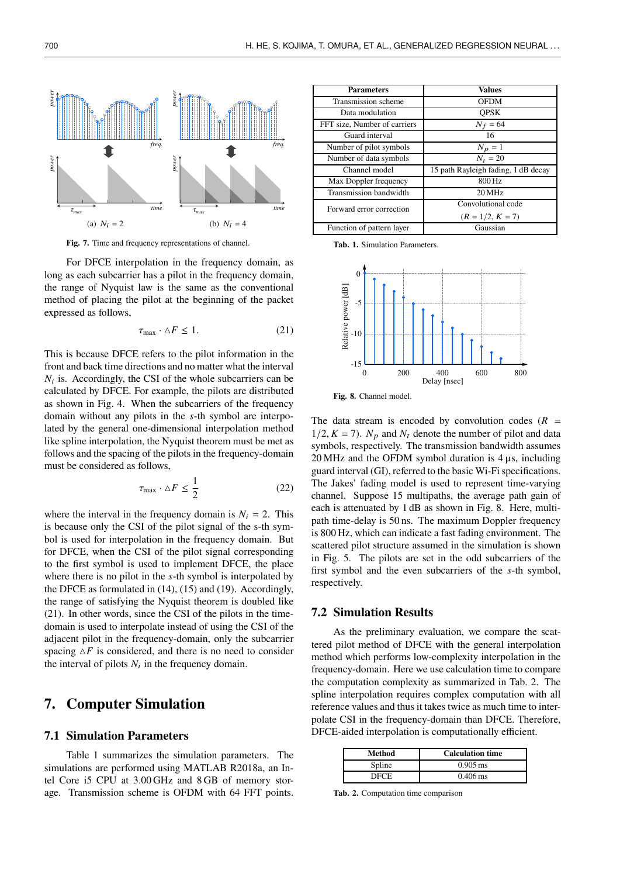Fig. 7. Time and frequency representations of channel.

For DFCE interpolation in the frequency domain, as long as each subcarrier has a pilot in the frequency domain, the range of Nyquist law is the same as the conventional method of placing the pilot at the beginning of the packet expressed as follows,

$$\tau_{\max} \cdot \triangle F \leq 1. \tag{21}$$

This is because DFCE refers to the pilot information in the front and back time directions and no matter what the interval $N_i$ is. Accordingly, the CSI of the whole subcarriers can be calculated by DFCE. For example, the pilots are distributed as shown in Fig. 4. When the subcarriers of the frequency domain without any pilots in the $s$-th symbol are interpolated by the general one-dimensional interpolation method like spline interpolation, the Nyquist theorem must be met as follows and the spacing of the pilots in the frequency-domain must be considered as follows,

$$\tau_{\max} \cdot \triangle F \leq \frac{1}{2} \tag{22}$$

where the interval in the frequency domain is $N_i = 2$. This is because only the CSI of the pilot signal of the s-th symbol is used for interpolation in the frequency domain. But for DFCE, when the CSI of the pilot signal corresponding to the first symbol is used to implement DFCE, the place where there is no pilot in the $s$-th symbol is interpolated by the DFCE as formulated in (14), (15) and (19). Accordingly, the range of satisfying the Nyquist theorem is doubled like (21). In other words, since the CSI of the pilots in the time-domain is used to interpolate instead of using the CSI of the adjacent pilot in the frequency-domain, only the subcarrier spacing $\triangle F$ is considered, and there is no need to consider the interval of pilots $N_i$ in the frequency domain.

# 7. Computer Simulation

## 7.1 Simulation Parameters

Table 1 summarizes the simulation parameters. The simulations are performed using MATLAB R2018a, an Intel Core i5 CPU at 3.00 GHz and 8 GB of memory storage. Transmission scheme is OFDM with 64 FFT points.

| Parameters | Values |
|---|---|
| Transmission scheme | OFDM |
| Data modulation | QPSK |
| FFT size, Number of carriers | $N_f = 64$ |
| Guard interval | 16 |
| Number of pilot symbols | $N_p = 1$ |
| Number of data symbols | $N_t = 20$ |
| Channel model | 15 path Rayleigh fading, 1 dB decay |
| Max Doppler frequency | 800 Hz |
| Transmission bandwidth | 20 MHz |
| Forward error correction | Convolutional code ($R = 1/2$, $K = 7$) |
| Function of pattern layer | Gaussian |

Tab. 1. Simulation Parameters.

Fig. 8. Channel model.

The data stream is encoded by convolution codes ($R = 1/2, K = 7$). $N_p$ and $N_t$ denote the number of pilot and data symbols, respectively. The transmission bandwidth assumes 20 MHz and the OFDM symbol duration is 4 µs, including guard interval (GI), referred to the basic Wi-Fi specifications. The Jakes' fading model is used to represent time-varying channel. Suppose 15 multipaths, the average path gain of each is attenuated by 1 dB as shown in Fig. 8. Here, multipath time-delay is 50 ns. The maximum Doppler frequency is 800 Hz, which can indicate a fast fading environment. The scattered pilot structure assumed in the simulation is shown in Fig. 5. The pilots are set in the odd subcarriers of the first symbol and the even subcarriers of the $s$-th symbol, respectively.

## 7.2 Simulation Results

As the preliminary evaluation, we compare the scattered pilot method of DFCE with the general interpolation method which performs low-complexity interpolation in the frequency-domain. Here we use calculation time to compare the computation complexity as summarized in Tab. 2. The spline interpolation requires complex computation with all reference values and thus it takes twice as much time to interpolate CSI in the frequency-domain than DFCE. Therefore, DFCE-aided interpolation is computationally efficient.

| Method | Calculation time |
|---|---|
| Spline | 0.905 ms |
| DFCE | 0.406 ms |

Tab. 2. Computation time comparison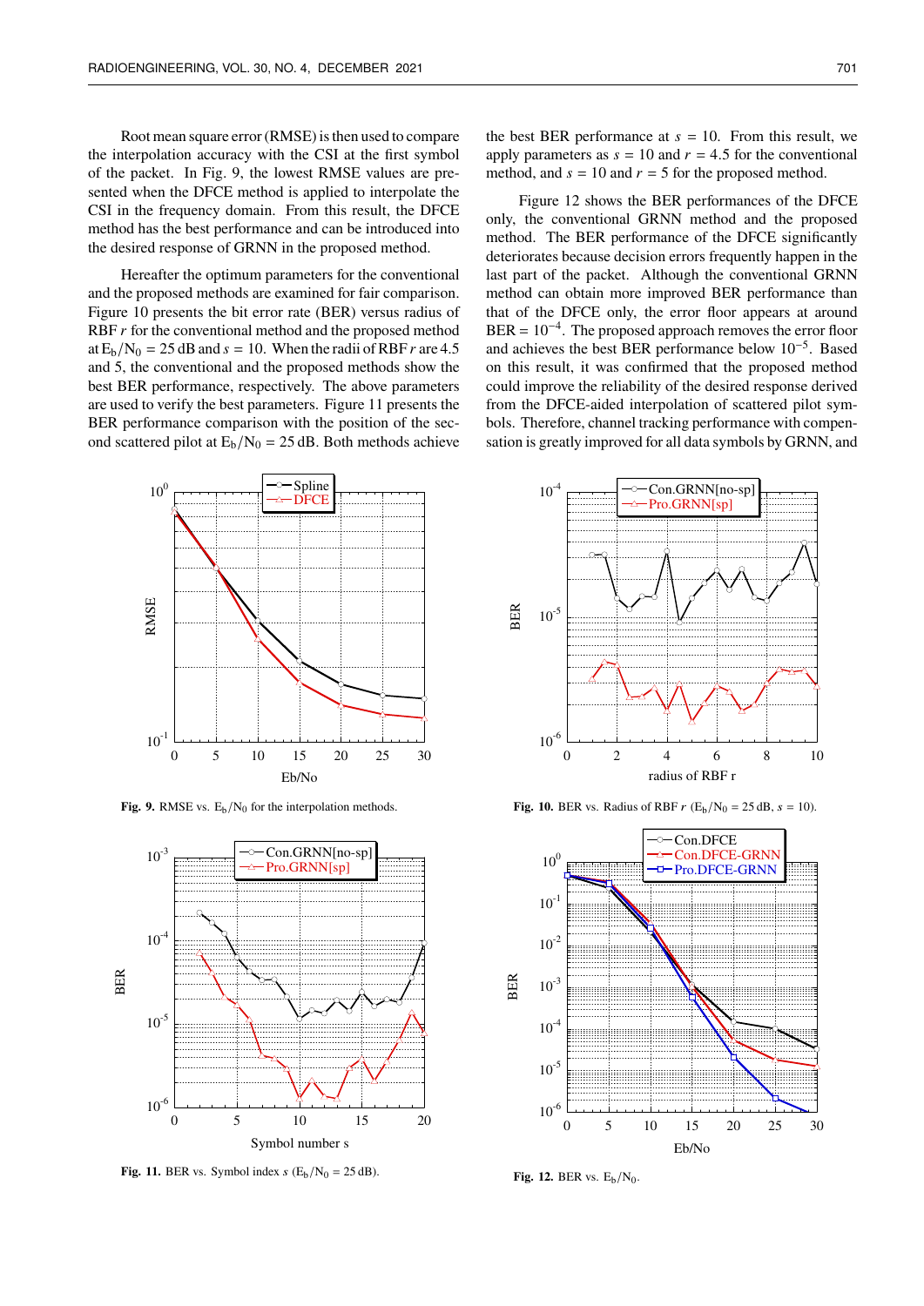Root mean square error (RMSE) is then used to compare the interpolation accuracy with the CSI at the first symbol of the packet. In Fig. 9, the lowest RMSE values are presented when the DFCE method is applied to interpolate the CSI in the frequency domain. From this result, the DFCE method has the best performance and can be introduced into the desired response of GRNN in the proposed method.

Hereafter the optimum parameters for the conventional and the proposed methods are examined for fair comparison. Figure 10 presents the bit error rate (BER) versus radius of RBF $r$ for the conventional method and the proposed method at $E_b/N_0 = 25$ dB and $s = 10$. When the radii of RBF $r$ are 4.5 and 5, the conventional and the proposed methods show the best BER performance, respectively. The above parameters are used to verify the best parameters. Figure 11 presents the BER performance comparison with the position of the second scattered pilot at $E_b/N_0 = 25$ dB. Both methods achieve the best BER performance at $s = 10$. From this result, we apply parameters as $s = 10$ and $r = 4.5$ for the conventional method, and $s = 10$ and $r = 5$ for the proposed method.

Figure 12 shows the BER performances of the DFCE only, the conventional GRNN method and the proposed method. The BER performance of the DFCE significantly deteriorates because decision errors frequently happen in the last part of the packet. Although the conventional GRNN method can obtain more improved BER performance than that of the DFCE only, the error floor appears at around BER = $10^{-4}$. The proposed approach removes the error floor and achieves the best BER performance below $10^{-5}$. Based on this result, it was confirmed that the proposed method could improve the reliability of the desired response derived from the DFCE-aided interpolation of scattered pilot symbols. Therefore, channel tracking performance with compensation is greatly improved for all data symbols by GRNN, and

**Fig. 9.** RMSE vs. $E_b/N_0$ for the interpolation methods.

**Fig. 10.** BER vs. Radius of RBF $r$ ($E_b/N_0 = 25$ dB, $s = 10$).

**Fig. 11.** BER vs. Symbol index $s$ ($E_b/N_0 = 25$ dB).

**Fig. 12.** BER vs. $E_b/N_0$.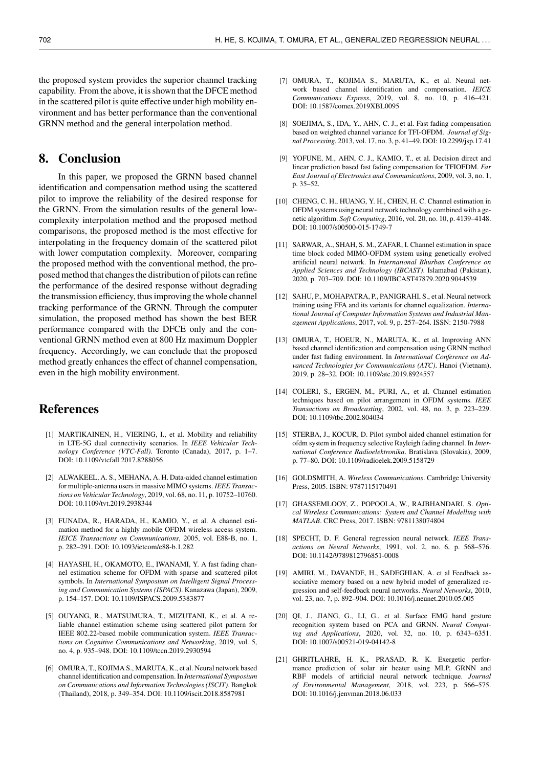the proposed system provides the superior channel tracking capability. From the above, it is shown that the DFCE method in the scattered pilot is quite effective under high mobility environment and has better performance than the conventional GRNN method and the general interpolation method.

## 8. Conclusion

In this paper, we proposed the GRNN based channel identification and compensation method using the scattered pilot to improve the reliability of the desired response for the GRNN. From the simulation results of the general low-complexity interpolation method and the proposed method comparisons, the proposed method is the most effective for interpolating in the frequency domain of the scattered pilot with lower computation complexity. Moreover, comparing the proposed method with the conventional method, the proposed method that changes the distribution of pilots can refine the performance of the desired response without degrading the transmission efficiency, thus improving the whole channel tracking performance of the GRNN. Through the computer simulation, the proposed method has shown the best BER performance compared with the DFCE only and the conventional GRNN method even at 800 Hz maximum Doppler frequency. Accordingly, we can conclude that the proposed method greatly enhances the effect of channel compensation, even in the high mobility environment.

## References

[1] MARTIKAINEN, H., VIERING, I., et al. Mobility and reliability in LTE-5G dual connectivity scenarios. In *IEEE Vehicular Technology Conference (VTC-Fall)*. Toronto (Canada), 2017, p. 1–7. DOI: 10.1109/vtcfall.2017.8288056

[2] ALWAKEEL, A. S., MEHANA, A. H. Data-aided channel estimation for multiple-antenna users in massive MIMO systems. *IEEE Transactions on Vehicular Technology*, 2019, vol. 68, no. 11, p. 10752–10760. DOI: 10.1109/tvt.2019.2938344

[3] FUNADA, R., HARADA, H., KAMIO, Y., et al. A channel estimation method for a highly mobile OFDM wireless access system. *IEICE Transactions on Communications*, 2005, vol. E88-B, no. 1, p. 282–291. DOI: 10.1093/ietcom/e88-b.1.282

[4] HAYASHI, H., OKAMOTO, E., IWANAMI, Y. A fast fading channel estimation scheme for OFDM with sparse and scattered pilot symbols. In *International Symposium on Intelligent Signal Processing and Communication Systems (ISPACS)*. Kanazawa (Japan), 2009, p. 154–157. DOI: 10.1109/ISPACS.2009.5383877

[5] OUYANG, R., MATSUMURA, T., MIZUTANI, K., et al. A reliable channel estimation scheme using scattered pilot pattern for IEEE 802.22-based mobile communication system. *IEEE Transactions on Cognitive Communications and Networking*, 2019, vol. 5, no. 4, p. 935–948. DOI: 10.1109/tccn.2019.2930594

[6] OMURA, T., KOJIMA S., MARUTA, K., et al. Neural network based channel identification and compensation. In *International Symposium on Communications and Information Technologies (ISCIT)*. Bangkok (Thailand), 2018, p. 349–354. DOI: 10.1109/iscit.2018.8587981

[7] OMURA, T., KOJIMA S., MARUTA, K., et al. Neural network based channel identification and compensation. *IEICE Communications Express*, 2019, vol. 8, no. 10, p. 416–421. DOI: 10.1587/comex.2019XBL0095

[8] SOEJIMA, S., IDA, Y., AHN, C. J., et al. Fast fading compensation based on weighted channel variance for TFI-OFDM. *Journal of Signal Processing*, 2013, vol. 17, no. 3, p. 41–49. DOI: 10.2299/jsp.17.41

[9] YOFUNE, M., AHN, C. J., KAMIO, T., et al. Decision direct and linear prediction based fast fading compensation for TFIOFDM. *Far East Journal of Electronics and Communications*, 2009, vol. 3, no. 1, p. 35–52.

[10] CHENG, C. H., HUANG, Y. H., CHEN, H. C. Channel estimation in OFDM systems using neural network technology combined with a genetic algorithm. *Soft Computing*, 2016, vol. 20, no. 10, p. 4139–4148. DOI: 10.1007/s00500-015-1749-7

[11] SARWAR, A., SHAH, S. M., ZAFAR, I. Channel estimation in space time block coded MIMO-OFDM system using genetically evolved artificial neural network. In *International Bhurban Conference on Applied Sciences and Technology (IBCAST)*. Islamabad (Pakistan), 2020, p. 703–709. DOI: 10.1109/IBCAST47879.2020.9044539

[12] SAHU, P., MOHAPATRA, P., PANIGRAHI, S., et al. Neural network training using FFA and its variants for channel equalization. *International Journal of Computer Information Systems and Industrial Management Applications*, 2017, vol. 9, p. 257–264. ISSN: 2150-7988

[13] OMURA, T., HOEUR, N., MARUTA, K., et al. Improving ANN based channel identification and compensation using GRNN method under fast fading environment. In *International Conference on Advanced Technologies for Communications (ATC)*. Hanoi (Vietnam), 2019, p. 28–32. DOI: 10.1109/atc.2019.8924557

[14] COLERI, S., ERGEN, M., PURI, A., et al. Channel estimation techniques based on pilot arrangement in OFDM systems. *IEEE Transactions on Broadcasting*, 2002, vol. 48, no. 3, p. 223–229. DOI: 10.1109/tbc.2002.804034

[15] STERBA, J., KOCUR, D. Pilot symbol aided channel estimation for ofdm system in frequency selective Rayleigh fading channel. In *International Conference Radioelektronika*. Bratislava (Slovakia), 2009, p. 77–80. DOI: 10.1109/radioelek.2009.5158729

[16] GOLDSMITH, A. *Wireless Communications*. Cambridge University Press, 2005. ISBN: 9787115170491

[17] GHASSEMLOOY, Z., POPOOLA, W., RAJBHANDARI, S. *Optical Wireless Communications: System and Channel Modelling with MATLAB*. CRC Press, 2017. ISBN: 9781138074804

[18] SPECHT, D. F. General regression neural network. *IEEE Transactions on Neural Networks*, 1991, vol. 2, no. 6, p. 568–576. DOI: 10.1142/9789812796851-0008

[19] AMIRI, M., DAVANDE, H., SADEGHIAN, A. et al Feedback associative memory based on a new hybrid model of generalized regression and self-feedback neural networks. *Neural Networks*, 2010, vol. 23, no. 7, p. 892–904. DOI: 10.1016/j.neunet.2010.05.005

[20] QI, J., JIANG, G., LI, G., et al. Surface EMG hand gesture recognition system based on PCA and GRNN. *Neural Computing and Applications*, 2020, vol. 32, no. 10, p. 6343–6351. DOI: 10.1007/s00521-019-04142-8

[21] GHRITLAHRE, H. K., PRASAD, R. K. Exergetic performance prediction of solar air heater using MLP, GRNN and RBF models of artificial neural network technique. *Journal of Environmental Management*, 2018, vol. 223, p. 566–575. DOI: 10.1016/j.jenvman.2018.06.033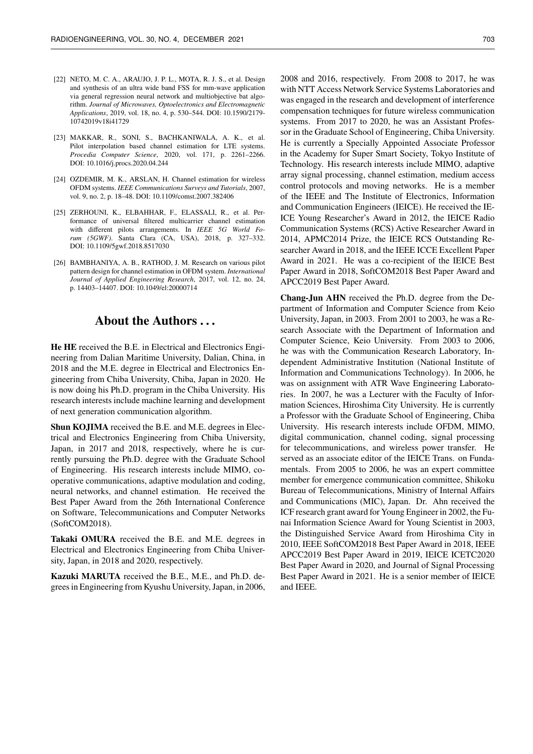[22] NETO, M. C. A., ARAUJO, J. P. L., MOTA, R. J. S., et al. Design and synthesis of an ultra wide band FSS for mm-wave application via general regression neural network and multiobjective bat algorithm. *Journal of Microwaves, Optoelectronics and Electromagnetic Applications*, 2019, vol. 18, no. 4, p. 530–544. DOI: 10.1590/2179-10742019v18i41729

[23] MAKKAR, R., SONI, S., BACHKANIWALA, A. K., et al. Pilot interpolation based channel estimation for LTE systems. *Procedia Computer Science*, 2020, vol. 171, p. 2261–2266. DOI: 10.1016/j.procs.2020.04.244

[24] OZDEMIR, M. K., ARSLAN, H. Channel estimation for wireless OFDM systems. *IEEE Communications Surveys and Tutorials*, 2007, vol. 9, no. 2, p. 18–48. DOI: 10.1109/comst.2007.382406

[25] ZERHOUNI, K., ELBAHHAR, F., ELASSALI, R., et al. Performance of universal filtered multicarrier channel estimation with different pilots arrangements. In *IEEE 5G World Forum (5GWF)*. Santa Clara (CA, USA), 2018, p. 327–332. DOI: 10.1109/5gwf.2018.8517030

[26] BAMBHANIYA, A. B., RATHOD, J. M. Research on various pilot pattern design for channel estimation in OFDM system. *International Journal of Applied Engineering Research*, 2017, vol. 12, no. 24, p. 14403–14407. DOI: 10.1049/el:20000714

## About the Authors ...

**He HE** received the B.E. in Electrical and Electronics Engineering from Dalian Maritime University, Dalian, China, in 2018 and the M.E. degree in Electrical and Electronics Engineering from Chiba University, Chiba, Japan in 2020. He is now doing his Ph.D. program in the Chiba University. His research interests include machine learning and development of next generation communication algorithm.

**Shun KOJIMA** received the B.E. and M.E. degrees in Electrical and Electronics Engineering from Chiba University, Japan, in 2017 and 2018, respectively, where he is currently pursuing the Ph.D. degree with the Graduate School of Engineering. His research interests include MIMO, cooperative communications, adaptive modulation and coding, neural networks, and channel estimation. He received the Best Paper Award from the 26th International Conference on Software, Telecommunications and Computer Networks (SoftCOM2018).

**Takaki OMURA** received the B.E. and M.E. degrees in Electrical and Electronics Engineering from Chiba University, Japan, in 2018 and 2020, respectively.

**Kazuki MARUTA** received the B.E., M.E., and Ph.D. degrees in Engineering from Kyushu University, Japan, in 2006, 2008 and 2016, respectively. From 2008 to 2017, he was with NTT Access Network Service Systems Laboratories and was engaged in the research and development of interference compensation techniques for future wireless communication systems. From 2017 to 2020, he was an Assistant Professor in the Graduate School of Engineering, Chiba University. He is currently a Specially Appointed Associate Professor in the Academy for Super Smart Society, Tokyo Institute of Technology. His research interests include MIMO, adaptive array signal processing, channel estimation, medium access control protocols and moving networks. He is a member of the IEEE and The Institute of Electronics, Information and Communication Engineers (IEICE). He received the IEICE Young Researcher's Award in 2012, the IEICE Radio Communication Systems (RCS) Active Researcher Award in 2014, APMC2014 Prize, the IEICE RCS Outstanding Researcher Award in 2018, and the IEEE ICCE Excellent Paper Award in 2021. He was a co-recipient of the IEICE Best Paper Award in 2018, SoftCOM2018 Best Paper Award and APCC2019 Best Paper Award.

**Chang-Jun AHN** received the Ph.D. degree from the Department of Information and Computer Science from Keio University, Japan, in 2003. From 2001 to 2003, he was a Research Associate with the Department of Information and Computer Science, Keio University. From 2003 to 2006, he was with the Communication Research Laboratory, Independent Administrative Institution (National Institute of Information and Communications Technology). In 2006, he was on assignment with ATR Wave Engineering Laboratories. In 2007, he was a Lecturer with the Faculty of Information Sciences, Hiroshima City University. He is currently a Professor with the Graduate School of Engineering, Chiba University. His research interests include OFDM, MIMO, digital communication, channel coding, signal processing for telecommunications, and wireless power transfer. He served as an associate editor of the IEICE Trans. on Fundamentals. From 2005 to 2006, he was an expert committee member for emergence communication committee, Shikoku Bureau of Telecommunications, Ministry of Internal Affairs and Communications (MIC), Japan. Dr. Ahn received the ICF research grant award for Young Engineer in 2002, the Funai Information Science Award for Young Scientist in 2003, the Distinguished Service Award from Hiroshima City in 2010, IEEE SoftCOM2018 Best Paper Award in 2018, IEEE APCC2019 Best Paper Award in 2019, IEICE ICETC2020 Best Paper Award in 2020, and Journal of Signal Processing Best Paper Award in 2021. He is a senior member of IEICE and IEEE.